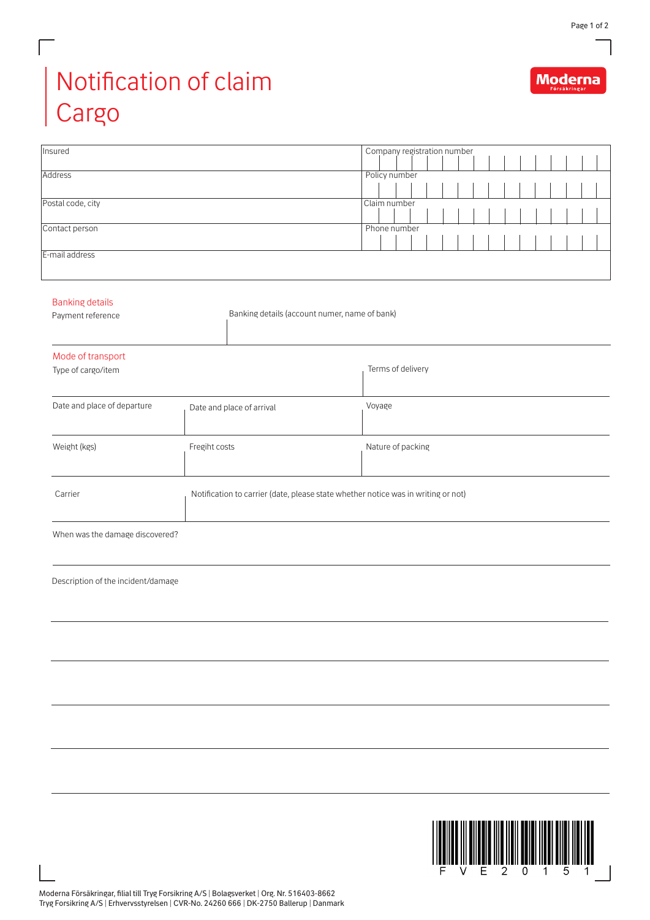# Notification of claim Cargo

Moderna Försäkringar

| Insured | Company registration number |
|---|---|
| Address | Policy number |
| Postal code, city | Claim number |
| Contact person | Phone number |
| E-mail address | |

## Banking details

| Payment reference | Banking details (account numer, name of bank) |
|---|---|
| | |

## Mode of transport

| Type of cargo/item | | Terms of delivery |
|---|---|---|
| Date and place of departure | Date and place of arrival | Voyage |
| Weight (kgs) | Fregiht costs | Nature of packing |

| Carrier | Notification to carrier (date, please state whether notice was in writing or not) |
|---|---|
| | |

When was the damage discovered?

Description of the incident/damage

F V E 2 0 1 5 1

Moderna Försäkringar, filial till Tryg Forsikring A/S | Bolagsverket | Org. Nr. 516403-8662
Tryg Forsikring A/S | Erhvervsstyrelsen | CVR-No. 24260 666 | DK-2750 Ballerup | Danmark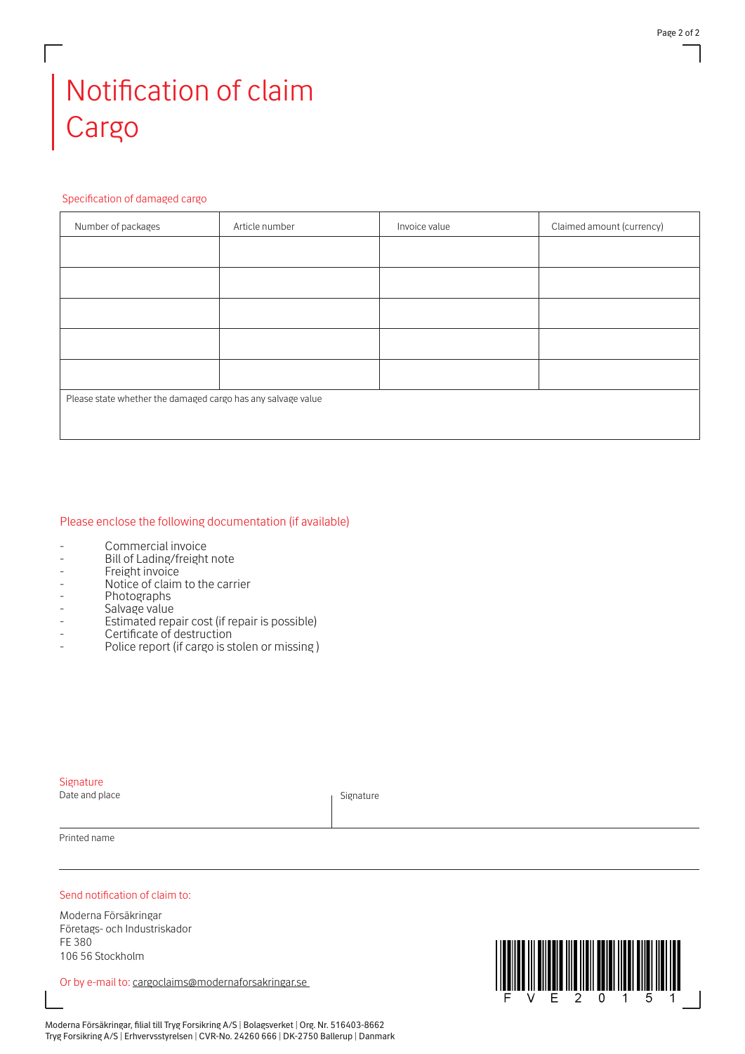# Notification of claim
# Cargo

## Specification of damaged cargo

| Number of packages | Article number | Invoice value | Claimed amount (currency) |
|---|---|---|---|
| | | | |
| | | | |
| | | | |
| | | | |
| | | | |

Please state whether the damaged cargo has any salvage value

## Please enclose the following documentation (if available)

- Commercial invoice
- Bill of Lading/freight note
- Freight invoice
- Notice of claim to the carrier
- Photographs
- Salvage value
- Estimated repair cost (if repair is possible)
- Certificate of destruction
- Police report (if cargo is stolen or missing )

## Signature

| Date and place | Signature |
|---|---|
| | |

Printed name

## Send notification of claim to:

Moderna Försäkringar
Företags- och Industriskador
FE 380
106 56 Stockholm

Or by e-mail to: cargoclaims@modernaforsakringar.se

FVE20151

Moderna Försäkringar, filial till Tryg Forsikring A/S | Bolagsverket | Org. Nr. 516403-8662
Tryg Forsikring A/S | Erhvervsstyrelsen | CVR-No. 24260 666 | DK-2750 Ballerup | Danmark